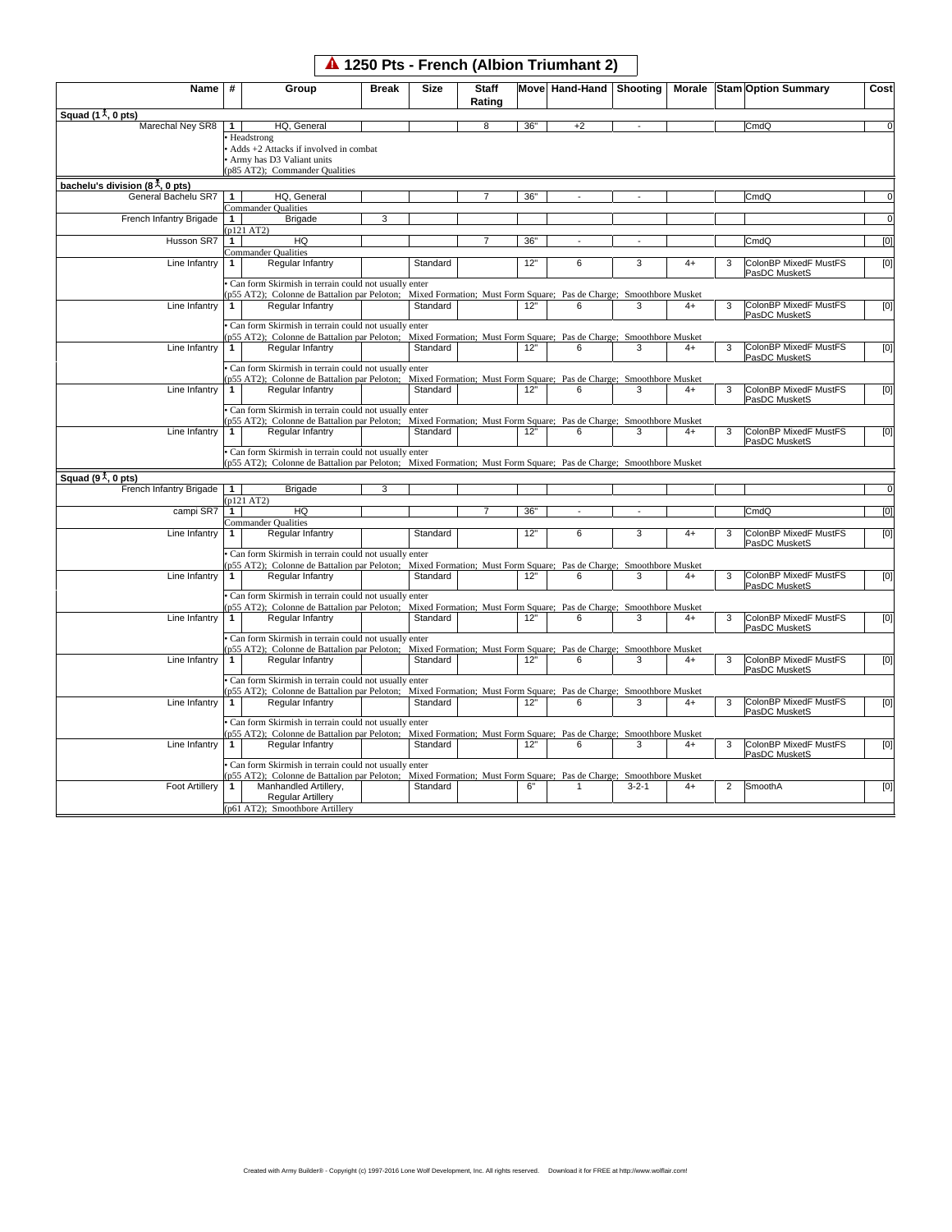# 1250 Pts - French (Albion Triumhant 2)

| Name | # | Group | Break | Size | Staff Rating | Move | Hand-Hand | Shooting | Morale | Stam | Option Summary | Cost |
|---|---|---|---|---|---|---|---|---|---|---|---|---|
| **Squad (1, 0 pts)** | | | | | | | | | | | | |
| Marechal Ney SR8 | 1 | HQ, General | | | 8 | 36" | +2 | - | | | CmdQ | 0 |
| | | • Headstrong<br>• Adds +2 Attacks if involved in combat<br>• Army has D3 Valiant units<br>(p85 AT2); Commander Qualities | | | | | | | | | | |
| **bachelu's division (8, 0 pts)** | | | | | | | | | | | | |
| General Bachelu SR7 | 1 | HQ, General | | | 7 | 36" | - | - | | | CmdQ | 0 |
| | | Commander Qualities | | | | | | | | | | |
| French Infantry Brigade | 1 | Brigade | 3 | | | | | | | | | 0 |
| | | (p121 AT2) | | | | | | | | | | |
| Husson SR7 | 1 | HQ | | | 7 | 36" | - | - | | | CmdQ | [0] |
| | | Commander Qualities | | | | | | | | | | |
| Line Infantry | 1 | Regular Infantry | | Standard | | 12" | 6 | 3 | 4+ | 3 | ColonBP MixedF MustFS PasDC MusketS | [0] |
| | | • Can form Skirmish in terrain could not usually enter<br>(p55 AT2); Colonne de Battalion par Peloton; Mixed Formation; Must Form Square; Pas de Charge; Smoothbore Musket | | | | | | | | | | |
| Line Infantry | 1 | Regular Infantry | | Standard | | 12" | 6 | 3 | 4+ | 3 | ColonBP MixedF MustFS PasDC MusketS | [0] |
| | | • Can form Skirmish in terrain could not usually enter<br>(p55 AT2); Colonne de Battalion par Peloton; Mixed Formation; Must Form Square; Pas de Charge; Smoothbore Musket | | | | | | | | | | |
| Line Infantry | 1 | Regular Infantry | | Standard | | 12" | 6 | 3 | 4+ | 3 | ColonBP MixedF MustFS PasDC MusketS | [0] |
| | | • Can form Skirmish in terrain could not usually enter<br>(p55 AT2); Colonne de Battalion par Peloton; Mixed Formation; Must Form Square; Pas de Charge; Smoothbore Musket | | | | | | | | | | |
| Line Infantry | 1 | Regular Infantry | | Standard | | 12" | 6 | 3 | 4+ | 3 | ColonBP MixedF MustFS PasDC MusketS | [0] |
| | | • Can form Skirmish in terrain could not usually enter<br>(p55 AT2); Colonne de Battalion par Peloton; Mixed Formation; Must Form Square; Pas de Charge; Smoothbore Musket | | | | | | | | | | |
| Line Infantry | 1 | Regular Infantry | | Standard | | 12" | 6 | 3 | 4+ | 3 | ColonBP MixedF MustFS PasDC MusketS | [0] |
| | | • Can form Skirmish in terrain could not usually enter<br>(p55 AT2); Colonne de Battalion par Peloton; Mixed Formation; Must Form Square; Pas de Charge; Smoothbore Musket | | | | | | | | | | |
| **Squad (9, 0 pts)** | | | | | | | | | | | | |
| French Infantry Brigade | 1 | Brigade | 3 | | | | | | | | | 0 |
| | | (p121 AT2) | | | | | | | | | | |
| campi SR7 | 1 | HQ | | | 7 | 36" | - | - | | | CmdQ | [0] |
| | | Commander Qualities | | | | | | | | | | |
| Line Infantry | 1 | Regular Infantry | | Standard | | 12" | 6 | 3 | 4+ | 3 | ColonBP MixedF MustFS PasDC MusketS | [0] |
| | | • Can form Skirmish in terrain could not usually enter<br>(p55 AT2); Colonne de Battalion par Peloton; Mixed Formation; Must Form Square; Pas de Charge; Smoothbore Musket | | | | | | | | | | |
| Line Infantry | 1 | Regular Infantry | | Standard | | 12" | 6 | 3 | 4+ | 3 | ColonBP MixedF MustFS PasDC MusketS | [0] |
| | | • Can form Skirmish in terrain could not usually enter<br>(p55 AT2); Colonne de Battalion par Peloton; Mixed Formation; Must Form Square; Pas de Charge; Smoothbore Musket | | | | | | | | | | |
| Line Infantry | 1 | Regular Infantry | | Standard | | 12" | 6 | 3 | 4+ | 3 | ColonBP MixedF MustFS PasDC MusketS | [0] |
| | | • Can form Skirmish in terrain could not usually enter<br>(p55 AT2); Colonne de Battalion par Peloton; Mixed Formation; Must Form Square; Pas de Charge; Smoothbore Musket | | | | | | | | | | |
| Line Infantry | 1 | Regular Infantry | | Standard | | 12" | 6 | 3 | 4+ | 3 | ColonBP MixedF MustFS PasDC MusketS | [0] |
| | | • Can form Skirmish in terrain could not usually enter<br>(p55 AT2); Colonne de Battalion par Peloton; Mixed Formation; Must Form Square; Pas de Charge; Smoothbore Musket | | | | | | | | | | |
| Line Infantry | 1 | Regular Infantry | | Standard | | 12" | 6 | 3 | 4+ | 3 | ColonBP MixedF MustFS PasDC MusketS | [0] |
| | | • Can form Skirmish in terrain could not usually enter<br>(p55 AT2); Colonne de Battalion par Peloton; Mixed Formation; Must Form Square; Pas de Charge; Smoothbore Musket | | | | | | | | | | |
| Line Infantry | 1 | Regular Infantry | | Standard | | 12" | 6 | 3 | 4+ | 3 | ColonBP MixedF MustFS PasDC MusketS | [0] |
| | | • Can form Skirmish in terrain could not usually enter<br>(p55 AT2); Colonne de Battalion par Peloton; Mixed Formation; Must Form Square; Pas de Charge; Smoothbore Musket | | | | | | | | | | |
| Foot Artillery | 1 | Manhandled Artillery, Regular Artillery | | Standard | | 6" | 1 | 3-2-1 | 4+ | 2 | SmoothA | [0] |
| | | (p61 AT2); Smoothbore Artillery | | | | | | | | | | |

Created with Army Builder® - Copyright (c) 1997-2016 Lone Wolf Development, Inc. All rights reserved. Download it for FREE at http://www.wolflair.com!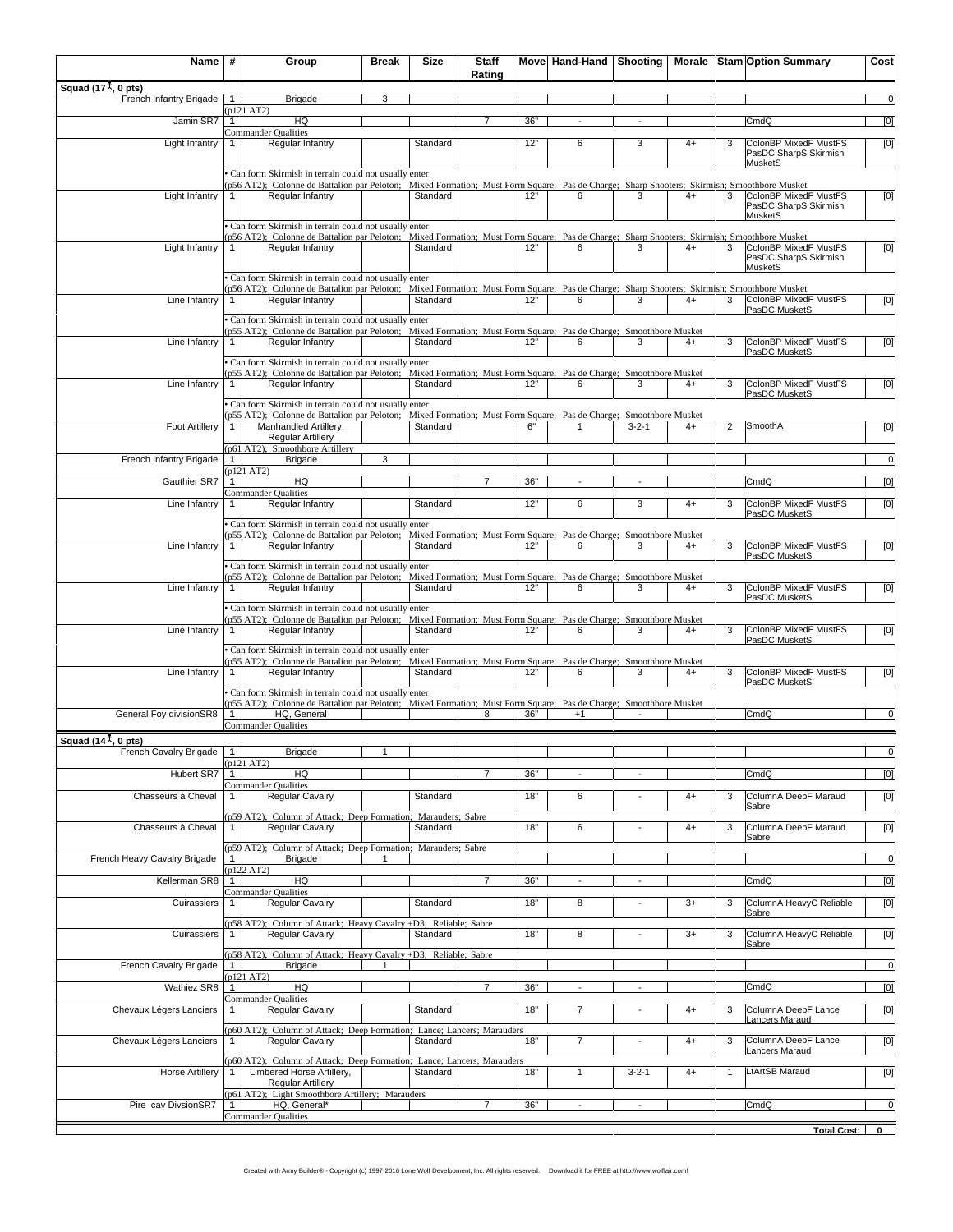| Name | # | Group | Break | Size | Staff Rating | Move | Hand-Hand | Shooting | Morale | Stam | Option Summary | Cost |
|---|---|---|---|---|---|---|---|---|---|---|---|---|
| **Squad (17 , 0 pts)** | | | | | | | | | | | | |
| French Infantry Brigade | 1 | Brigade | 3 | | | | | | | | | 0 |
| | | (p121 AT2) | | | | | | | | | | |
| Jamin SR7 | 1 | HQ | | | 7 | 36" | - | - | | | CmdQ | [0] |
| | | Commander Qualities | | | | | | | | | | |
| Light Infantry | 1 | Regular Infantry | | Standard | | 12" | 6 | 3 | 4+ | 3 | ColonBP MixedF MustFS PasDC SharpS Skirmish MusketS | [0] |
| | | • Can form Skirmish in terrain could not usually enter | | | | | | | | | | |
| | | (p56 AT2); Colonne de Battalion par Peloton; Mixed Formation; Must Form Square; Pas de Charge; Sharp Shooters; Skirmish; Smoothbore Musket | | | | | | | | | | |
| Light Infantry | 1 | Regular Infantry | | Standard | | 12" | 6 | 3 | 4+ | 3 | ColonBP MixedF MustFS PasDC SharpS Skirmish MusketS | [0] |
| | | • Can form Skirmish in terrain could not usually enter | | | | | | | | | | |
| | | (p56 AT2); Colonne de Battalion par Peloton; Mixed Formation; Must Form Square; Pas de Charge; Sharp Shooters; Skirmish; Smoothbore Musket | | | | | | | | | | |
| Light Infantry | 1 | Regular Infantry | | Standard | | 12" | 6 | 3 | 4+ | 3 | ColonBP MixedF MustFS PasDC SharpS Skirmish MusketS | [0] |
| | | • Can form Skirmish in terrain could not usually enter | | | | | | | | | | |
| | | (p56 AT2); Colonne de Battalion par Peloton; Mixed Formation; Must Form Square; Pas de Charge; Sharp Shooters; Skirmish; Smoothbore Musket | | | | | | | | | | |
| Line Infantry | 1 | Regular Infantry | | Standard | | 12" | 6 | 3 | 4+ | 3 | ColonBP MixedF MustFS PasDC MusketS | [0] |
| | | • Can form Skirmish in terrain could not usually enter | | | | | | | | | | |
| | | (p55 AT2); Colonne de Battalion par Peloton; Mixed Formation; Must Form Square; Pas de Charge; Smoothbore Musket | | | | | | | | | | |
| Line Infantry | 1 | Regular Infantry | | Standard | | 12" | 6 | 3 | 4+ | 3 | ColonBP MixedF MustFS PasDC MusketS | [0] |
| | | • Can form Skirmish in terrain could not usually enter | | | | | | | | | | |
| | | (p55 AT2); Colonne de Battalion par Peloton; Mixed Formation; Must Form Square; Pas de Charge; Smoothbore Musket | | | | | | | | | | |
| Line Infantry | 1 | Regular Infantry | | Standard | | 12" | 6 | 3 | 4+ | 3 | ColonBP MixedF MustFS PasDC MusketS | [0] |
| | | • Can form Skirmish in terrain could not usually enter | | | | | | | | | | |
| | | (p55 AT2); Colonne de Battalion par Peloton; Mixed Formation; Must Form Square; Pas de Charge; Smoothbore Musket | | | | | | | | | | |
| Foot Artillery | 1 | Manhandled Artillery, Regular Artillery | | Standard | | 6" | 1 | 3-2-1 | 4+ | 2 | SmoothA | [0] |
| | | (p61 AT2); Smoothbore Artillery | | | | | | | | | | |
| French Infantry Brigade | 1 | Brigade | 3 | | | | | | | | | 0 |
| | | (p121 AT2) | | | | | | | | | | |
| Gauthier SR7 | 1 | HQ | | | 7 | 36" | - | - | | | CmdQ | [0] |
| | | Commander Qualities | | | | | | | | | | |
| Line Infantry | 1 | Regular Infantry | | Standard | | 12" | 6 | 3 | 4+ | 3 | ColonBP MixedF MustFS PasDC MusketS | [0] |
| | | • Can form Skirmish in terrain could not usually enter | | | | | | | | | | |
| | | (p55 AT2); Colonne de Battalion par Peloton; Mixed Formation; Must Form Square; Pas de Charge; Smoothbore Musket | | | | | | | | | | |
| Line Infantry | 1 | Regular Infantry | | Standard | | 12" | 6 | 3 | 4+ | 3 | ColonBP MixedF MustFS PasDC MusketS | [0] |
| | | • Can form Skirmish in terrain could not usually enter | | | | | | | | | | |
| | | (p55 AT2); Colonne de Battalion par Peloton; Mixed Formation; Must Form Square; Pas de Charge; Smoothbore Musket | | | | | | | | | | |
| Line Infantry | 1 | Regular Infantry | | Standard | | 12" | 6 | 3 | 4+ | 3 | ColonBP MixedF MustFS PasDC MusketS | [0] |
| | | • Can form Skirmish in terrain could not usually enter | | | | | | | | | | |
| | | (p55 AT2); Colonne de Battalion par Peloton; Mixed Formation; Must Form Square; Pas de Charge; Smoothbore Musket | | | | | | | | | | |
| Line Infantry | 1 | Regular Infantry | | Standard | | 12" | 6 | 3 | 4+ | 3 | ColonBP MixedF MustFS PasDC MusketS | [0] |
| | | • Can form Skirmish in terrain could not usually enter | | | | | | | | | | |
| | | (p55 AT2); Colonne de Battalion par Peloton; Mixed Formation; Must Form Square; Pas de Charge; Smoothbore Musket | | | | | | | | | | |
| Line Infantry | 1 | Regular Infantry | | Standard | | 12" | 6 | 3 | 4+ | 3 | ColonBP MixedF MustFS PasDC MusketS | [0] |
| | | • Can form Skirmish in terrain could not usually enter | | | | | | | | | | |
| | | (p55 AT2); Colonne de Battalion par Peloton; Mixed Formation; Must Form Square; Pas de Charge; Smoothbore Musket | | | | | | | | | | |
| General Foy divisionSR8 | 1 | HQ, General | | | 8 | 36" | +1 | - | | | CmdQ | 0 |
| | | Commander Qualities | | | | | | | | | | |
| **Squad (14 , 0 pts)** | | | | | | | | | | | | |
| French Cavalry Brigade | 1 | Brigade | 1 | | | | | | | | | 0 |
| | | (p121 AT2) | | | | | | | | | | |
| Hubert SR7 | 1 | HQ | | | 7 | 36" | - | - | | | CmdQ | [0] |
| | | Commander Qualities | | | | | | | | | | |
| Chasseurs à Cheval | 1 | Regular Cavalry | | Standard | | 18" | 6 | - | 4+ | 3 | ColumnA DeepF Maraud Sabre | [0] |
| | | (p59 AT2); Column of Attack; Deep Formation; Marauders; Sabre | | | | | | | | | | |
| Chasseurs à Cheval | 1 | Regular Cavalry | | Standard | | 18" | 6 | - | 4+ | 3 | ColumnA DeepF Maraud Sabre | [0] |
| | | (p59 AT2); Column of Attack; Deep Formation; Marauders; Sabre | | | | | | | | | | |
| French Heavy Cavalry Brigade | 1 | Brigade | 1 | | | | | | | | | 0 |
| | | (p122 AT2) | | | | | | | | | | |
| Kellerman SR8 | 1 | HQ | | | 7 | 36" | - | - | | | CmdQ | [0] |
| | | Commander Qualities | | | | | | | | | | |
| Cuirassiers | 1 | Regular Cavalry | | Standard | | 18" | 8 | - | 3+ | 3 | ColumnA HeavyC Reliable Sabre | [0] |
| | | (p58 AT2); Column of Attack; Heavy Cavalry +D3; Reliable; Sabre | | | | | | | | | | |
| Cuirassiers | 1 | Regular Cavalry | | Standard | | 18" | 8 | - | 3+ | 3 | ColumnA HeavyC Reliable Sabre | [0] |
| | | (p58 AT2); Column of Attack; Heavy Cavalry +D3; Reliable; Sabre | | | | | | | | | | |
| French Cavalry Brigade | 1 | Brigade | 1 | | | | | | | | | 0 |
| | | (p121 AT2) | | | | | | | | | | |
| Wathiez SR8 | 1 | HQ | | | 7 | 36" | - | - | | | CmdQ | [0] |
| | | Commander Qualities | | | | | | | | | | |
| Chevaux Légers Lanciers | 1 | Regular Cavalry | | Standard | | 18" | 7 | - | 4+ | 3 | ColumnA DeepF Lance Lancers Maraud | [0] |
| | | (p60 AT2); Column of Attack; Deep Formation; Lance; Lancers; Marauders | | | | | | | | | | |
| Chevaux Légers Lanciers | 1 | Regular Cavalry | | Standard | | 18" | 7 | - | 4+ | 3 | ColumnA DeepF Lance Lancers Maraud | [0] |
| | | (p60 AT2); Column of Attack; Deep Formation; Lance; Lancers; Marauders | | | | | | | | | | |
| Horse Artillery | 1 | Limbered Horse Artillery, Regular Artillery | | Standard | | 18" | 1 | 3-2-1 | 4+ | 1 | LtArtSB Maraud | [0] |
| | | (p61 AT2); Light Smoothbore Artillery; Marauders | | | | | | | | | | |
| Pire cav DivsionSR7 | 1 | HQ, General* | | | 7 | 36" | - | - | | | CmdQ | 0 |
| | | Commander Qualities | | | | | | | | | | |
| | | | | | | | | | | | **Total Cost:** | **0** |

Created with Army Builder® - Copyright (c) 1997-2016 Lone Wolf Development, Inc. All rights reserved. Download it for FREE at http://www.wolflair.com!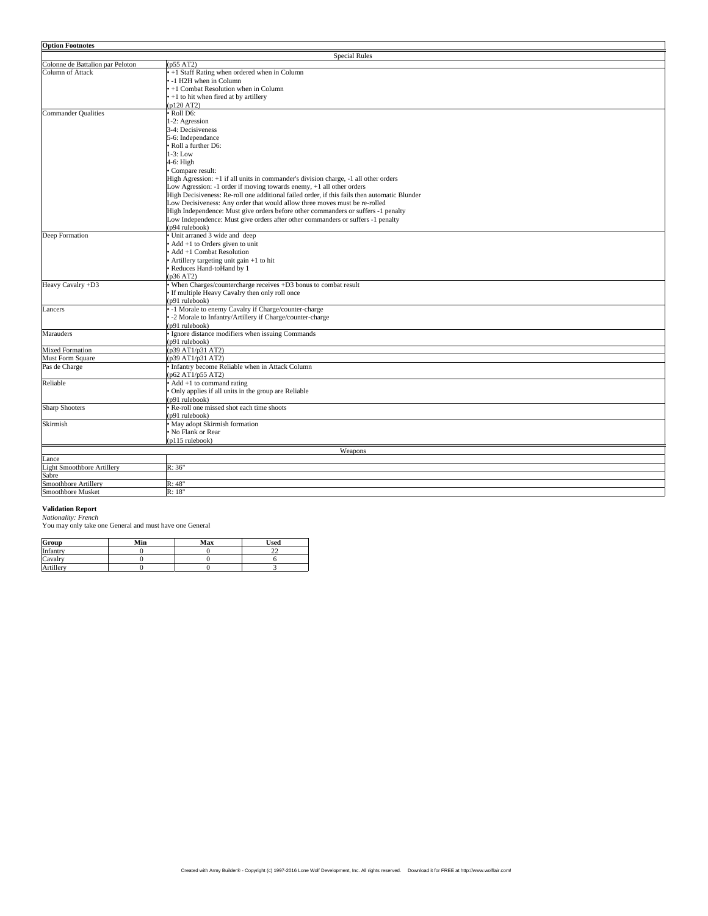**Option Footnotes**

| | |
|---|---|
| | Special Rules |
| Colonne de Battalion par Peloton | (p55 AT2) |
| Column of Attack | • +1 Staff Rating when ordered when in Column<br>• -1 H2H when in Column<br>• +1 Combat Resolution when in Column<br>• +1 to hit when fired at by artillery<br>(p120 AT2) |
| Commander Qualities | • Roll D6:<br>1-2: Agression<br>3-4: Decisiveness<br>5-6: Independance<br>• Roll a further D6:<br>1-3: Low<br>4-6: High<br>• Compare result:<br>High Agression: +1 if all units in commander's division charge, -1 all other orders<br>Low Agression: -1 order if moving towards enemy, +1 all other orders<br>High Decisiveness: Re-roll one additional failed order, if this fails then automatic Blunder<br>Low Decisiveness: Any order that would allow three moves must be re-rolled<br>High Independence: Must give orders before other commanders or suffers -1 penalty<br>Low Independence: Must give orders after other commanders or suffers -1 penalty<br>(p94 rulebook) |
| Deep Formation | • Unit arraned 3 wide and deep<br>• Add +1 to Orders given to unit<br>• Add +1 Combat Resolution<br>• Artillery targeting unit gain +1 to hit<br>• Reduces Hand-toHand by 1<br>(p36 AT2) |
| Heavy Cavalry +D3 | • When Charges/countercharge receives +D3 bonus to combat result<br>• If multiple Heavy Cavalry then only roll once<br>(p91 rulebook) |
| Lancers | • -1 Morale to enemy Cavalry if Charge/counter-charge<br>• -2 Morale to Infantry/Artillery if Charge/counter-charge<br>(p91 rulebook) |
| Marauders | • Ignore distance modifiers when issuing Commands<br>(p91 rulebook) |
| Mixed Formation | (p39 AT1/p31 AT2) |
| Must Form Square | (p39 AT1/p31 AT2) |
| Pas de Charge | • Infantry become Reliable when in Attack Column<br>(p62 AT1/p55 AT2) |
| Reliable | • Add +1 to command rating<br>• Only applies if all units in the group are Reliable<br>(p91 rulebook) |
| Sharp Shooters | • Re-roll one missed shot each time shoots<br>(p91 rulebook) |
| Skirmish | • May adopt Skirmish formation<br>• No Flank or Rear<br>(p115 rulebook) |
| | Weapons |
| Lance | |
| Light Smoothbore Artillery | R: 36" |
| Sabre | |
| Smoothbore Artillery | R: 48" |
| Smoothbore Musket | R: 18" |

**Validation Report**

*Nationality: French*

You may only take one General and must have one General

| Group | Min | Max | Used |
|---|---|---|---|
| Infantry | 0 | 0 | 22 |
| Cavalry | 0 | 0 | 6 |
| Artillery | 0 | 0 | 3 |

Created with Army Builder® - Copyright (c) 1997-2016 Lone Wolf Development, Inc. All rights reserved. Download it for FREE at http://www.wolflair.com!